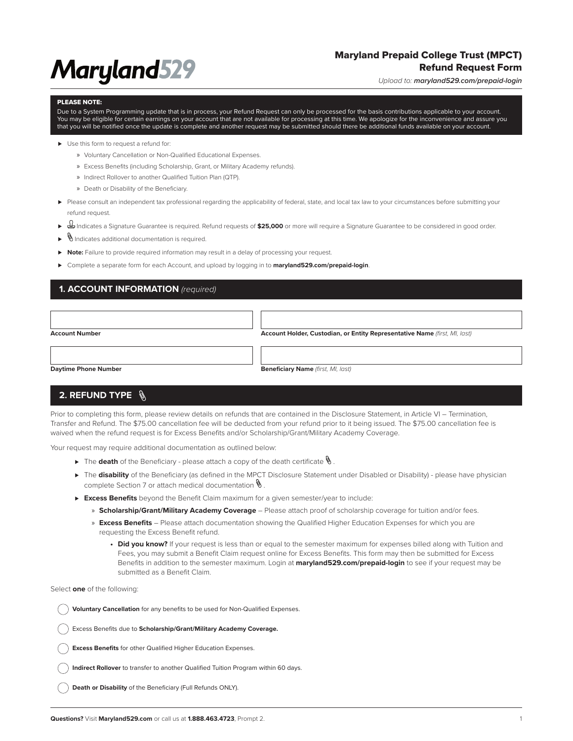# Maryland529

## Maryland Prepaid College Trust (MPCT) Refund Request Form

*Upload to: **maryland529.com/prepaid-login***

**PLEASE NOTE:**
Due to a System Programming update that is in process, your Refund Request can only be processed for the basis contributions applicable to your account. You may be eligible for certain earnings on your account that are not available for processing at this time. We apologize for the inconvenience and assure you that you will be notified once the update is complete and another request may be submitted should there be additional funds available on your account.

- Use this form to request a refund for:
  - Voluntary Cancellation or Non-Qualified Educational Expenses.
  - Excess Benefits (including Scholarship, Grant, or Military Academy refunds).
  - Indirect Rollover to another Qualified Tuition Plan (QTP).
  - Death or Disability of the Beneficiary.
- Please consult an independent tax professional regarding the applicability of federal, state, and local tax law to your circumstances before submitting your refund request.
- Indicates a Signature Guarantee is required. Refund requests of **$25,000** or more will require a Signature Guarantee to be considered in good order.
- Indicates additional documentation is required.
- **Note:** Failure to provide required information may result in a delay of processing your request.
- Complete a separate form for each Account, and upload by logging in to **maryland529.com/prepaid-login**.

## 1. ACCOUNT INFORMATION *(required)*

| | |
|---|---|
| **Account Number** | **Account Holder, Custodian, or Entity Representative Name** *(first, MI, last)* |
| **Daytime Phone Number** | **Beneficiary Name** *(first, MI, last)* |

## 2. REFUND TYPE

Prior to completing this form, please review details on refunds that are contained in the Disclosure Statement, in Article VI – Termination, Transfer and Refund. The $75.00 cancellation fee will be deducted from your refund prior to it being issued. The $75.00 cancellation fee is waived when the refund request is for Excess Benefits and/or Scholarship/Grant/Military Academy Coverage.

Your request may require additional documentation as outlined below:

- The **death** of the Beneficiary - please attach a copy of the death certificate.
- The **disability** of the Beneficiary (as defined in the MPCT Disclosure Statement under Disabled or Disability) - please have physician complete Section 7 or attach medical documentation.
- **Excess Benefits** beyond the Benefit Claim maximum for a given semester/year to include:
  - **Scholarship/Grant/Military Academy Coverage** – Please attach proof of scholarship coverage for tuition and/or fees.
  - **Excess Benefits** – Please attach documentation showing the Qualified Higher Education Expenses for which you are requesting the Excess Benefit refund.
    - **Did you know?** If your request is less than or equal to the semester maximum for expenses billed along with Tuition and Fees, you may submit a Benefit Claim request online for Excess Benefits. This form may then be submitted for Excess Benefits in addition to the semester maximum. Login at **maryland529.com/prepaid-login** to see if your request may be submitted as a Benefit Claim.

Select **one** of the following:

- ○ **Voluntary Cancellation** for any benefits to be used for Non-Qualified Expenses.
- ○ Excess Benefits due to **Scholarship/Grant/Military Academy Coverage.**
- ○ **Excess Benefits** for other Qualified Higher Education Expenses.
- ○ **Indirect Rollover** to transfer to another Qualified Tuition Program within 60 days.
- ○ **Death or Disability** of the Beneficiary (Full Refunds ONLY).

**Questions?** Visit **Maryland529.com** or call us at **1.888.463.4723**, Prompt 2.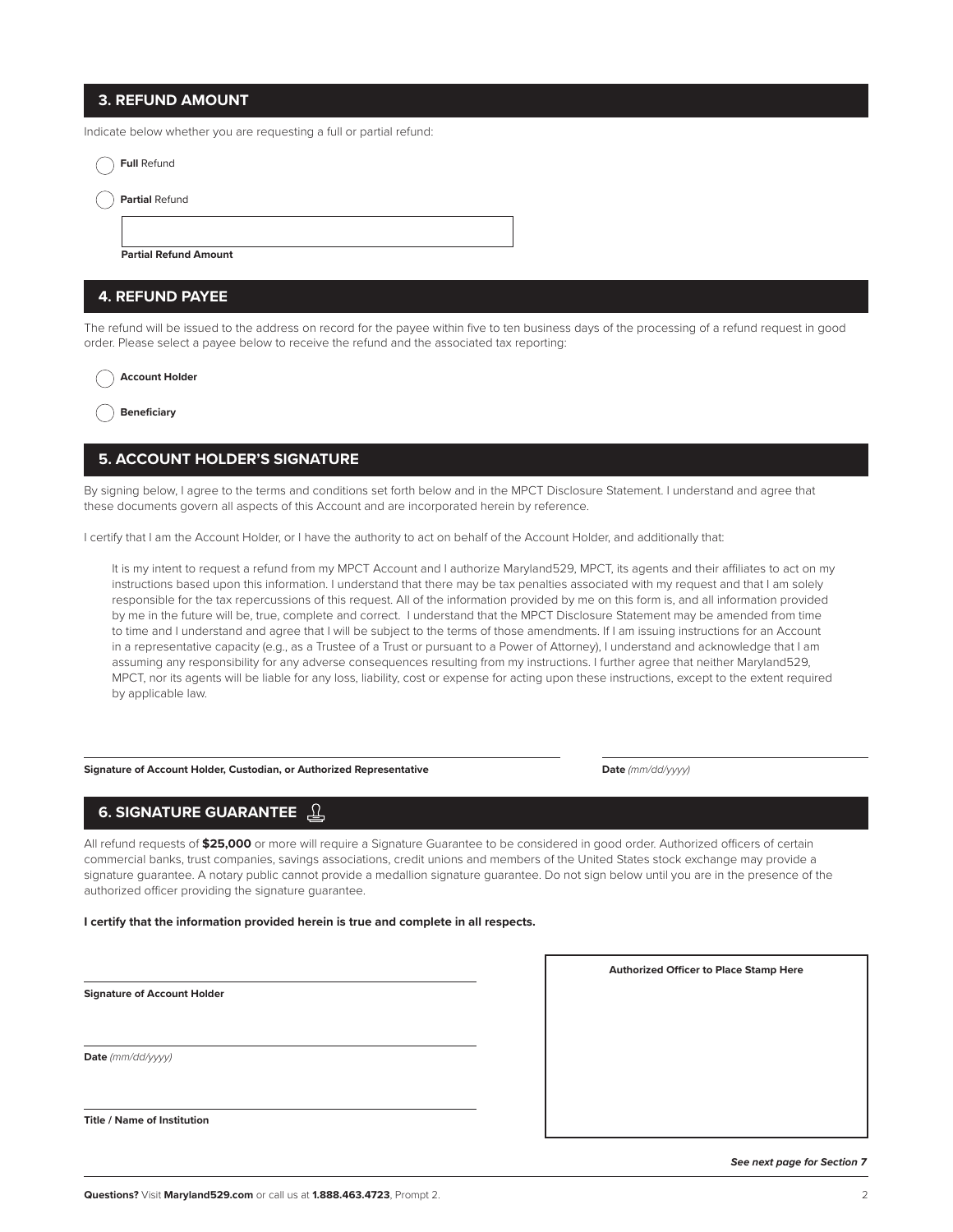## 3. REFUND AMOUNT

Indicate below whether you are requesting a full or partial refund:

- ◯ **Full** Refund
- ◯ **Partial** Refund

**Partial Refund Amount**

## 4. REFUND PAYEE

The refund will be issued to the address on record for the payee within five to ten business days of the processing of a refund request in good order. Please select a payee below to receive the refund and the associated tax reporting:

- ◯ **Account Holder**
- ◯ **Beneficiary**

## 5. ACCOUNT HOLDER'S SIGNATURE

By signing below, I agree to the terms and conditions set forth below and in the MPCT Disclosure Statement. I understand and agree that these documents govern all aspects of this Account and are incorporated herein by reference.

I certify that I am the Account Holder, or I have the authority to act on behalf of the Account Holder, and additionally that:

> It is my intent to request a refund from my MPCT Account and I authorize Maryland529, MPCT, its agents and their affiliates to act on my instructions based upon this information. I understand that there may be tax penalties associated with my request and that I am solely responsible for the tax repercussions of this request. All of the information provided by me on this form is, and all information provided by me in the future will be, true, complete and correct. I understand that the MPCT Disclosure Statement may be amended from time to time and I understand and agree that I will be subject to the terms of those amendments. If I am issuing instructions for an Account in a representative capacity (e.g., as a Trustee of a Trust or pursuant to a Power of Attorney), I understand and acknowledge that I am assuming any responsibility for any adverse consequences resulting from my instructions. I further agree that neither Maryland529, MPCT, nor its agents will be liable for any loss, liability, cost or expense for acting upon these instructions, except to the extent required by applicable law.

**Signature of Account Holder, Custodian, or Authorized Representative**

**Date** *(mm/dd/yyyy)*

## 6. SIGNATURE GUARANTEE

All refund requests of **$25,000** or more will require a Signature Guarantee to be considered in good order. Authorized officers of certain commercial banks, trust companies, savings associations, credit unions and members of the United States stock exchange may provide a signature guarantee. A notary public cannot provide a medallion signature guarantee. Do not sign below until you are in the presence of the authorized officer providing the signature guarantee.

**I certify that the information provided herein is true and complete in all respects.**

**Signature of Account Holder**

**Date** *(mm/dd/yyyy)*

**Title / Name of Institution**

**Authorized Officer to Place Stamp Here**

***See next page for Section 7***

**Questions?** Visit **Maryland529.com** or call us at **1.888.463.4723**, Prompt 2.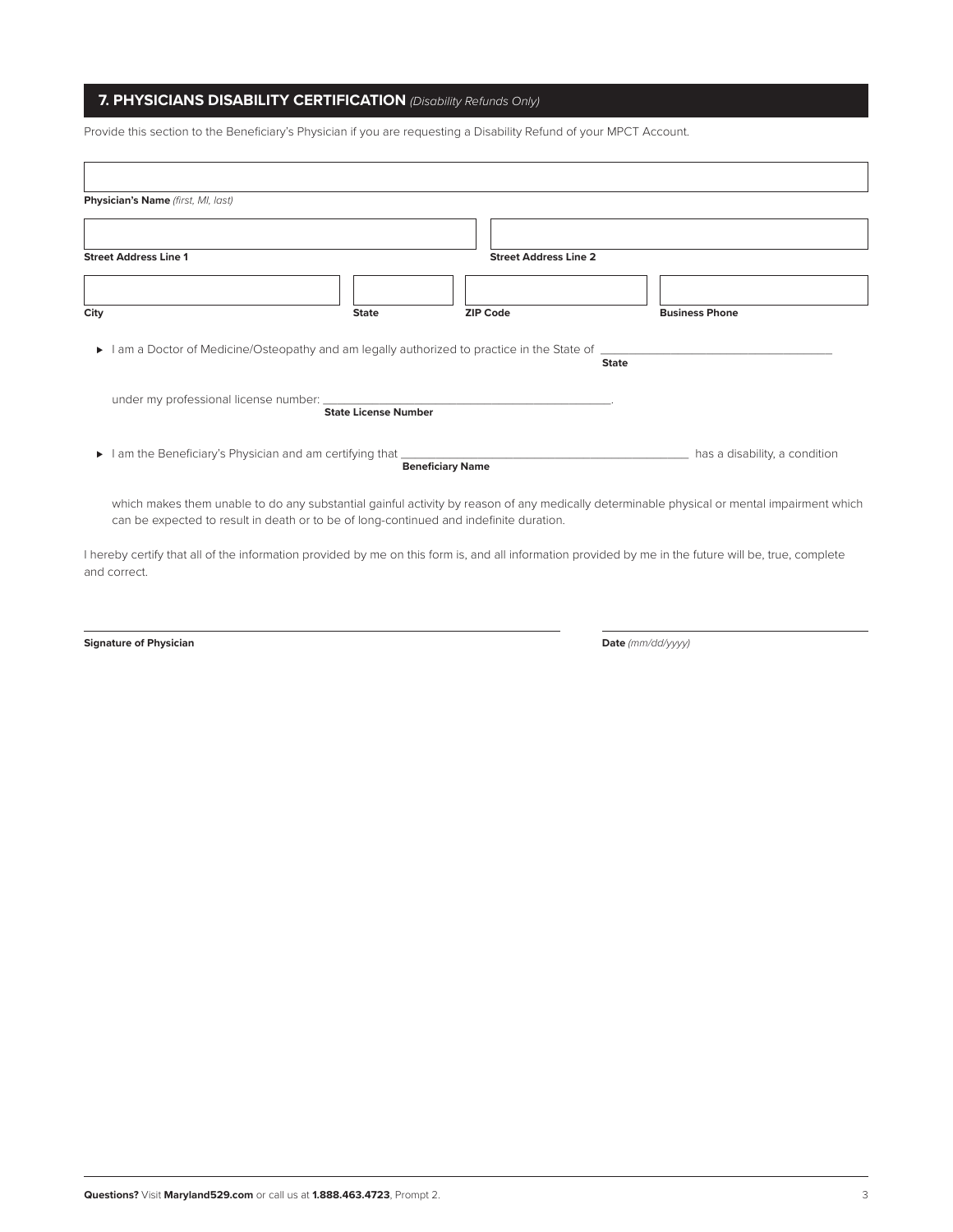## 7. PHYSICIANS DISABILITY CERTIFICATION *(Disability Refunds Only)*

Provide this section to the Beneficiary's Physician if you are requesting a Disability Refund of your MPCT Account.

**Physician's Name** *(first, MI, last)*

**Street Address Line 1**

**Street Address Line 2**

**City**

**State**

**ZIP Code**

**Business Phone**

- I am a Doctor of Medicine/Osteopathy and am legally authorized to practice in the State of ______________________________
  **State**

  under my professional license number: ______________________________.
  **State License Number**

- I am the Beneficiary's Physician and am certifying that ______________________________ has a disability, a condition
  **Beneficiary Name**

  which makes them unable to do any substantial gainful activity by reason of any medically determinable physical or mental impairment which can be expected to result in death or to be of long-continued and indefinite duration.

I hereby certify that all of the information provided by me on this form is, and all information provided by me in the future will be, true, complete and correct.

______________________________
**Signature of Physician**

______________________________
**Date** *(mm/dd/yyyy)*

**Questions?** Visit **Maryland529.com** or call us at **1.888.463.4723**, Prompt 2.